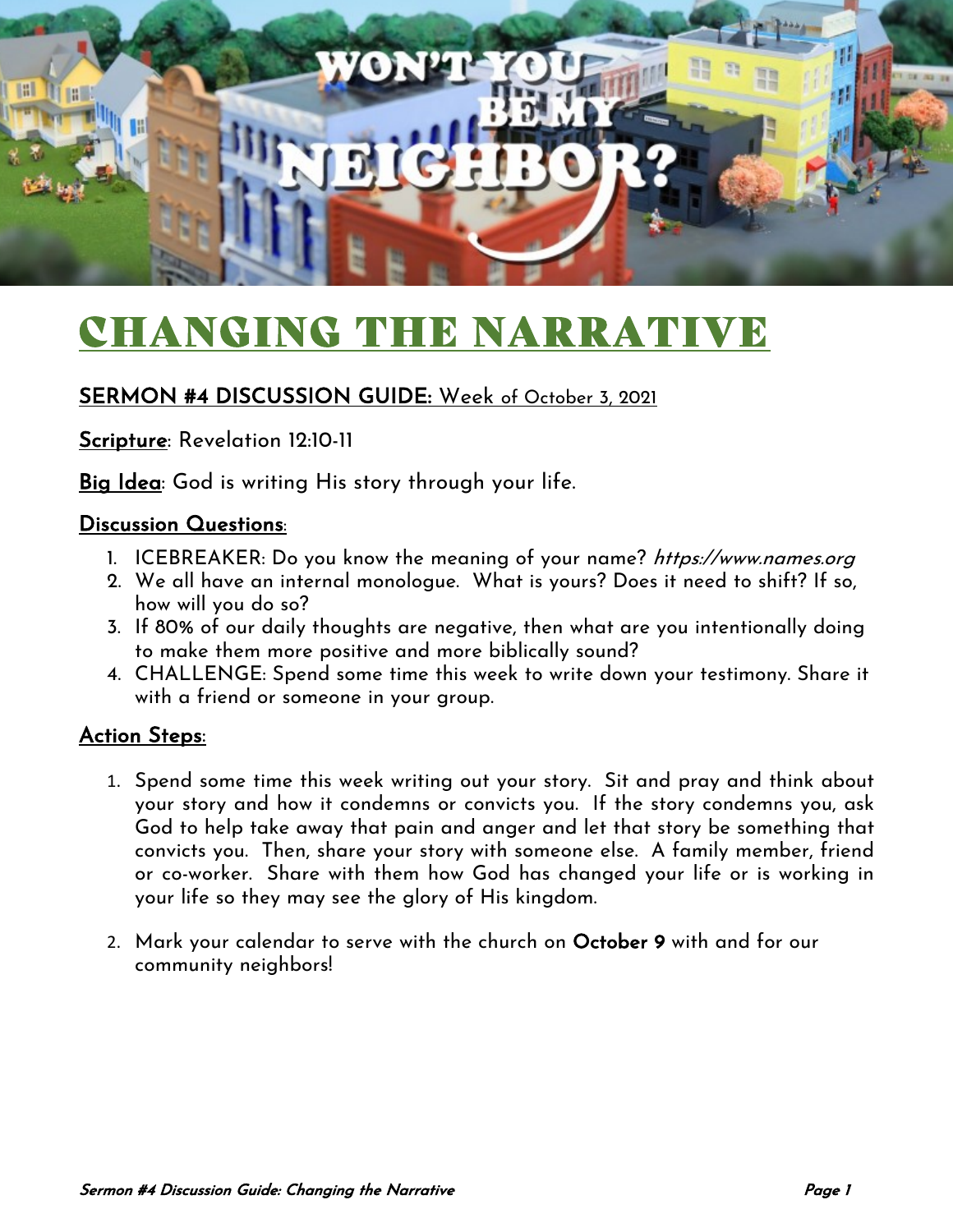# CHANGING THE NARRATIVE

**SERMON #4 DISCUSSION GUIDE:** Week of October 3, 2021

**Scripture**: Revelation 12:10-11

**Big Idea**: God is writing His story through your life.

**Discussion Questions**:

1. ICEBREAKER: Do you know the meaning of your name? *https://www.names.org*
2. We all have an internal monologue. What is yours? Does it need to shift? If so, how will you do so?
3. If 80% of our daily thoughts are negative, then what are you intentionally doing to make them more positive and more biblically sound?
4. CHALLENGE: Spend some time this week to write down your testimony. Share it with a friend or someone in your group.

**Action Steps**:

1. Spend some time this week writing out your story. Sit and pray and think about your story and how it condemns or convicts you. If the story condemns you, ask God to help take away that pain and anger and let that story be something that convicts you. Then, share your story with someone else. A family member, friend or co-worker. Share with them how God has changed your life or is working in your life so they may see the glory of His kingdom.

2. Mark your calendar to serve with the church on **October 9** with and for our community neighbors!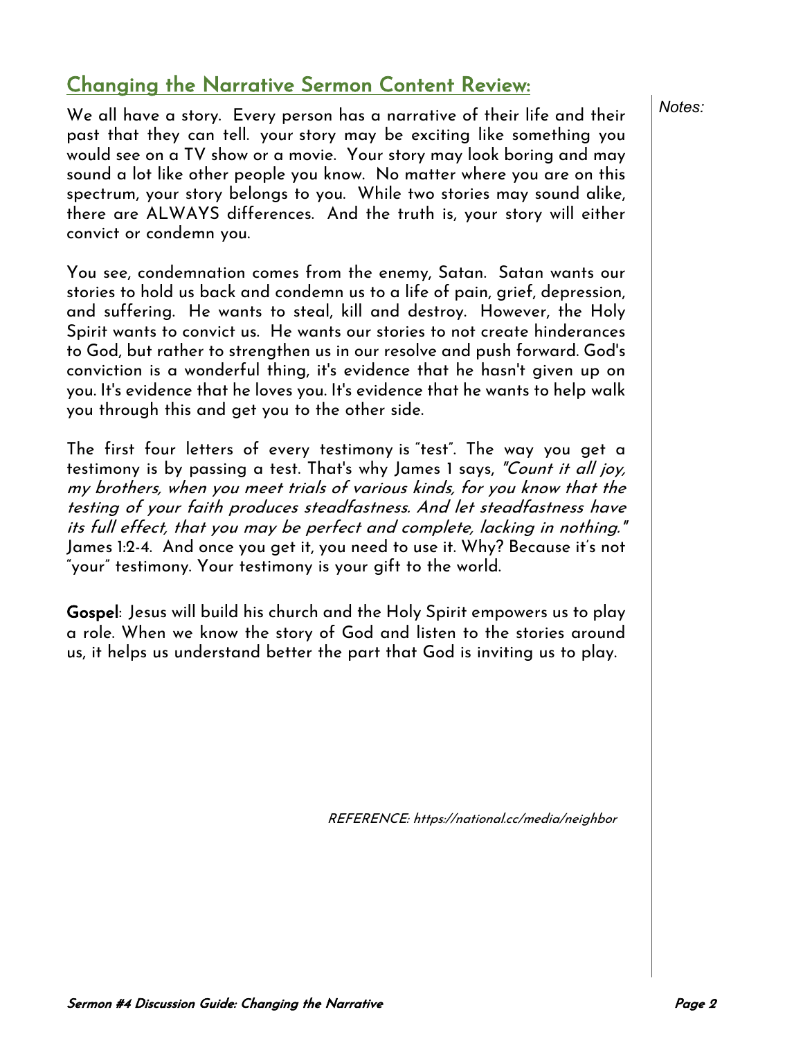## Changing the Narrative Sermon Content Review:

Notes:

We all have a story. Every person has a narrative of their life and their past that they can tell. your story may be exciting like something you would see on a TV show or a movie. Your story may look boring and may sound a lot like other people you know. No matter where you are on this spectrum, your story belongs to you. While two stories may sound alike, there are ALWAYS differences. And the truth is, your story will either convict or condemn you.

You see, condemnation comes from the enemy, Satan. Satan wants our stories to hold us back and condemn us to a life of pain, grief, depression, and suffering. He wants to steal, kill and destroy. However, the Holy Spirit wants to convict us. He wants our stories to not create hinderances to God, but rather to strengthen us in our resolve and push forward. God's conviction is a wonderful thing, it's evidence that he hasn't given up on you. It's evidence that he loves you. It's evidence that he wants to help walk you through this and get you to the other side.

The first four letters of every testimony is "test". The way you get a testimony is by passing a test. That's why James 1 says, *"Count it all joy, my brothers, when you meet trials of various kinds, for you know that the testing of your faith produces steadfastness. And let steadfastness have its full effect, that you may be perfect and complete, lacking in nothing."* James 1:2-4. And once you get it, you need to use it. Why? Because it's not "your" testimony. Your testimony is your gift to the world.

**Gospel**: Jesus will build his church and the Holy Spirit empowers us to play a role. When we know the story of God and listen to the stories around us, it helps us understand better the part that God is inviting us to play.

*REFERENCE: https://national.cc/media/neighbor*